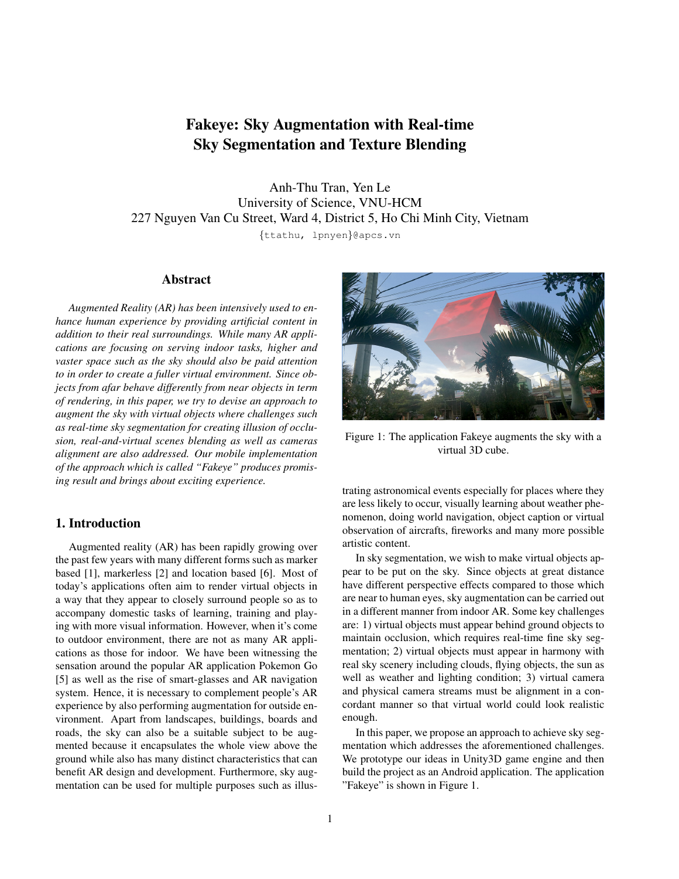# Fakeye: Sky Augmentation with Real-time Sky Segmentation and Texture Blending

Anh-Thu Tran, Yen Le
University of Science, VNU-HCM
227 Nguyen Van Cu Street, Ward 4, District 5, Ho Chi Minh City, Vietnam
{ttathu, lpnyen}@apcs.vn

## Abstract

*Augmented Reality (AR) has been intensively used to enhance human experience by providing artificial content in addition to their real surroundings. While many AR applications are focusing on serving indoor tasks, higher and vaster space such as the sky should also be paid attention to in order to create a fuller virtual environment. Since objects from afar behave differently from near objects in term of rendering, in this paper, we try to devise an approach to augment the sky with virtual objects where challenges such as real-time sky segmentation for creating illusion of occlusion, real-and-virtual scenes blending as well as cameras alignment are also addressed. Our mobile implementation of the approach which is called "Fakeye" produces promising result and brings about exciting experience.*

## 1. Introduction

Augmented reality (AR) has been rapidly growing over the past few years with many different forms such as marker based [1], markerless [2] and location based [6]. Most of today's applications often aim to render virtual objects in a way that they appear to closely surround people so as to accompany domestic tasks of learning, training and playing with more visual information. However, when it's come to outdoor environment, there are not as many AR applications as those for indoor. We have been witnessing the sensation around the popular AR application Pokemon Go [5] as well as the rise of smart-glasses and AR navigation system. Hence, it is necessary to complement people's AR experience by also performing augmentation for outside environment. Apart from landscapes, buildings, boards and roads, the sky can also be a suitable subject to be augmented because it encapsulates the whole view above the ground while also has many distinct characteristics that can benefit AR design and development. Furthermore, sky augmentation can be used for multiple purposes such as illustrating astronomical events especially for places where they are less likely to occur, visually learning about weather phenomenon, doing world navigation, object caption or virtual observation of aircrafts, fireworks and many more possible artistic content.

Figure 1: The application Fakeye augments the sky with a virtual 3D cube.

In sky segmentation, we wish to make virtual objects appear to be put on the sky. Since objects at great distance have different perspective effects compared to those which are near to human eyes, sky augmentation can be carried out in a different manner from indoor AR. Some key challenges are: 1) virtual objects must appear behind ground objects to maintain occlusion, which requires real-time fine sky segmentation; 2) virtual objects must appear in harmony with real sky scenery including clouds, flying objects, the sun as well as weather and lighting condition; 3) virtual camera and physical camera streams must be alignment in a concordant manner so that virtual world could look realistic enough.

In this paper, we propose an approach to achieve sky segmentation which addresses the aforementioned challenges. We prototype our ideas in Unity3D game engine and then build the project as an Android application. The application "Fakeye" is shown in Figure 1.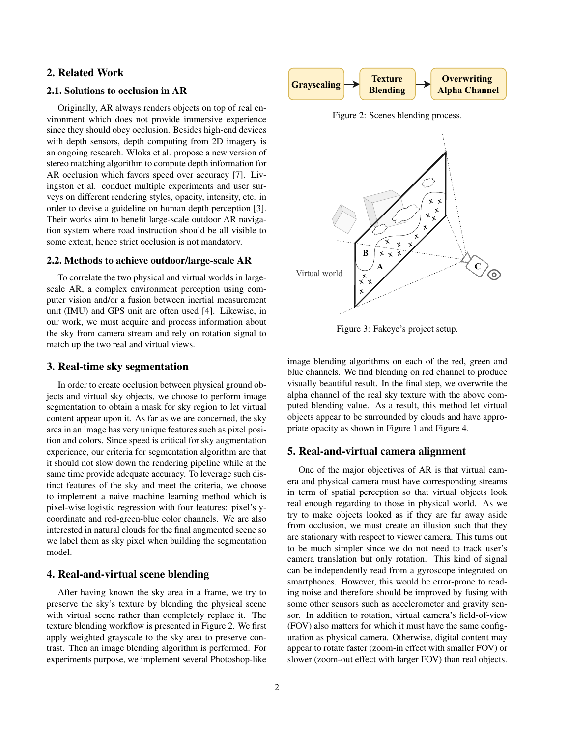## 2. Related Work

### 2.1. Solutions to occlusion in AR

Originally, AR always renders objects on top of real environment which does not provide immersive experience since they should obey occlusion. Besides high-end devices with depth sensors, depth computing from 2D imagery is an ongoing research. Wloka et al. propose a new version of stereo matching algorithm to compute depth information for AR occlusion which favors speed over accuracy [7]. Livingston et al. conduct multiple experiments and user surveys on different rendering styles, opacity, intensity, etc. in order to devise a guideline on human depth perception [3]. Their works aim to benefit large-scale outdoor AR navigation system where road instruction should be all visible to some extent, hence strict occlusion is not mandatory.

### 2.2. Methods to achieve outdoor/large-scale AR

To correlate the two physical and virtual worlds in large-scale AR, a complex environment perception using computer vision and/or a fusion between inertial measurement unit (IMU) and GPS unit are often used [4]. Likewise, in our work, we must acquire and process information about the sky from camera stream and rely on rotation signal to match up the two real and virtual views.

## 3. Real-time sky segmentation

In order to create occlusion between physical ground objects and virtual sky objects, we choose to perform image segmentation to obtain a mask for sky region to let virtual content appear upon it. As far as we are concerned, the sky area in an image has very unique features such as pixel position and colors. Since speed is critical for sky augmentation experience, our criteria for segmentation algorithm are that it should not slow down the rendering pipeline while at the same time provide adequate accuracy. To leverage such distinct features of the sky and meet the criteria, we choose to implement a naive machine learning method which is pixel-wise logistic regression with four features: pixel's y-coordinate and red-green-blue color channels. We are also interested in natural clouds for the final augmented scene so we label them as sky pixel when building the segmentation model.

## 4. Real-and-virtual scene blending

After having known the sky area in a frame, we try to preserve the sky's texture by blending the physical scene with virtual scene rather than completely replace it. The texture blending workflow is presented in Figure 2. We first apply weighted grayscale to the sky area to preserve contrast. Then an image blending algorithm is performed. For experiments purpose, we implement several Photoshop-like image blending algorithms on each of the red, green and blue channels. We find blending on red channel to produce visually beautiful result. In the final step, we overwrite the alpha channel of the real sky texture with the above computed blending value. As a result, this method let virtual objects appear to be surrounded by clouds and have appropriate opacity as shown in Figure 1 and Figure 4.

Grayscaling → Texture Blending → Overwriting Alpha Channel

Figure 2: Scenes blending process.

Figure 3: Fakeye's project setup.

## 5. Real-and-virtual camera alignment

One of the major objectives of AR is that virtual camera and physical camera must have corresponding streams in term of spatial perception so that virtual objects look real enough regarding to those in physical world. As we try to make objects looked as if they are far away aside from occlusion, we must create an illusion such that they are stationary with respect to viewer camera. This turns out to be much simpler since we do not need to track user's camera translation but only rotation. This kind of signal can be independently read from a gyroscope integrated on smartphones. However, this would be error-prone to reading noise and therefore should be improved by fusing with some other sensors such as accelerometer and gravity sensor. In addition to rotation, virtual camera's field-of-view (FOV) also matters for which it must have the same configuration as physical camera. Otherwise, digital content may appear to rotate faster (zoom-in effect with smaller FOV) or slower (zoom-out effect with larger FOV) than real objects.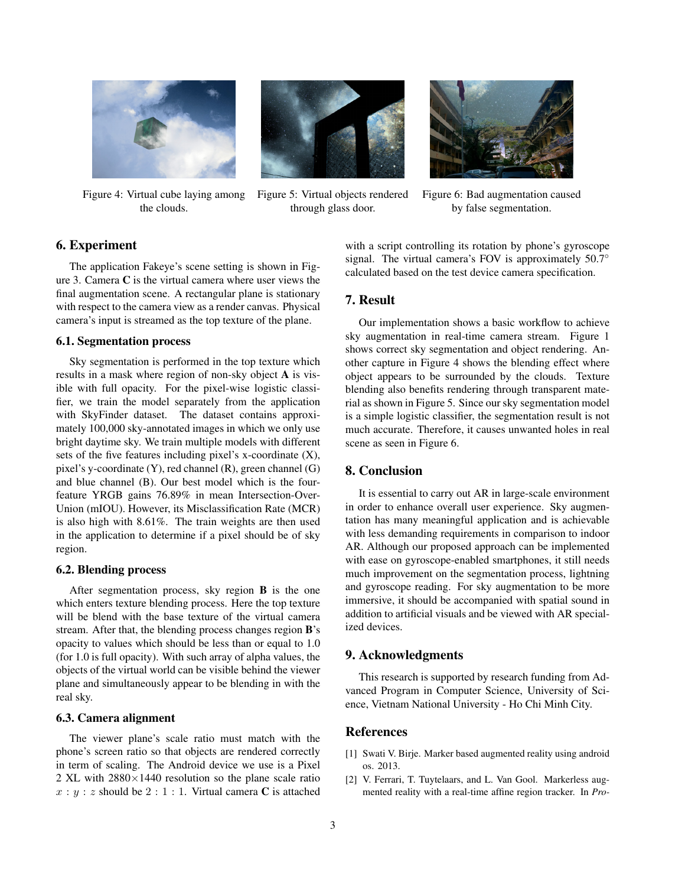Figure 4: Virtual cube laying among the clouds.

Figure 5: Virtual objects rendered through glass door.

Figure 6: Bad augmentation caused by false segmentation.

## 6. Experiment

The application Fakeye's scene setting is shown in Figure 3. Camera **C** is the virtual camera where user views the final augmentation scene. A rectangular plane is stationary with respect to the camera view as a render canvas. Physical camera's input is streamed as the top texture of the plane.

### 6.1. Segmentation process

Sky segmentation is performed in the top texture which results in a mask where region of non-sky object **A** is visible with full opacity. For the pixel-wise logistic classifier, we train the model separately from the application with SkyFinder dataset. The dataset contains approximately 100,000 sky-annotated images in which we only use bright daytime sky. We train multiple models with different sets of the five features including pixel's x-coordinate (X), pixel's y-coordinate (Y), red channel (R), green channel (G) and blue channel (B). Our best model which is the four-feature YRGB gains 76.89% in mean Intersection-Over-Union (mIOU). However, its Misclassification Rate (MCR) is also high with 8.61%. The train weights are then used in the application to determine if a pixel should be of sky region.

### 6.2. Blending process

After segmentation process, sky region **B** is the one which enters texture blending process. Here the top texture will be blend with the base texture of the virtual camera stream. After that, the blending process changes region **B**'s opacity to values which should be less than or equal to 1.0 (for 1.0 is full opacity). With such array of alpha values, the objects of the virtual world can be visible behind the viewer plane and simultaneously appear to be blending in with the real sky.

### 6.3. Camera alignment

The viewer plane's scale ratio must match with the phone's screen ratio so that objects are rendered correctly in term of scaling. The Android device we use is a Pixel 2 XL with $2880 \times 1440$ resolution so the plane scale ratio $x : y : z$ should be $2 : 1 : 1$. Virtual camera **C** is attached with a script controlling its rotation by phone's gyroscope signal. The virtual camera's FOV is approximately $50.7^{\circ}$ calculated based on the test device camera specification.

## 7. Result

Our implementation shows a basic workflow to achieve sky augmentation in real-time camera stream. Figure 1 shows correct sky segmentation and object rendering. Another capture in Figure 4 shows the blending effect where object appears to be surrounded by the clouds. Texture blending also benefits rendering through transparent material as shown in Figure 5. Since our sky segmentation model is a simple logistic classifier, the segmentation result is not much accurate. Therefore, it causes unwanted holes in real scene as seen in Figure 6.

## 8. Conclusion

It is essential to carry out AR in large-scale environment in order to enhance overall user experience. Sky augmentation has many meaningful application and is achievable with less demanding requirements in comparison to indoor AR. Although our proposed approach can be implemented with ease on gyroscope-enabled smartphones, it still needs much improvement on the segmentation process, lightning and gyroscope reading. For sky augmentation to be more immersive, it should be accompanied with spatial sound in addition to artificial visuals and be viewed with AR specialized devices.

## 9. Acknowledgments

This research is supported by research funding from Advanced Program in Computer Science, University of Science, Vietnam National University - Ho Chi Minh City.

## References

[1] Swati V. Birje. Marker based augmented reality using android os. 2013.

[2] V. Ferrari, T. Tuytelaars, and L. Van Gool. Markerless augmented reality with a real-time affine region tracker. In *Pro-*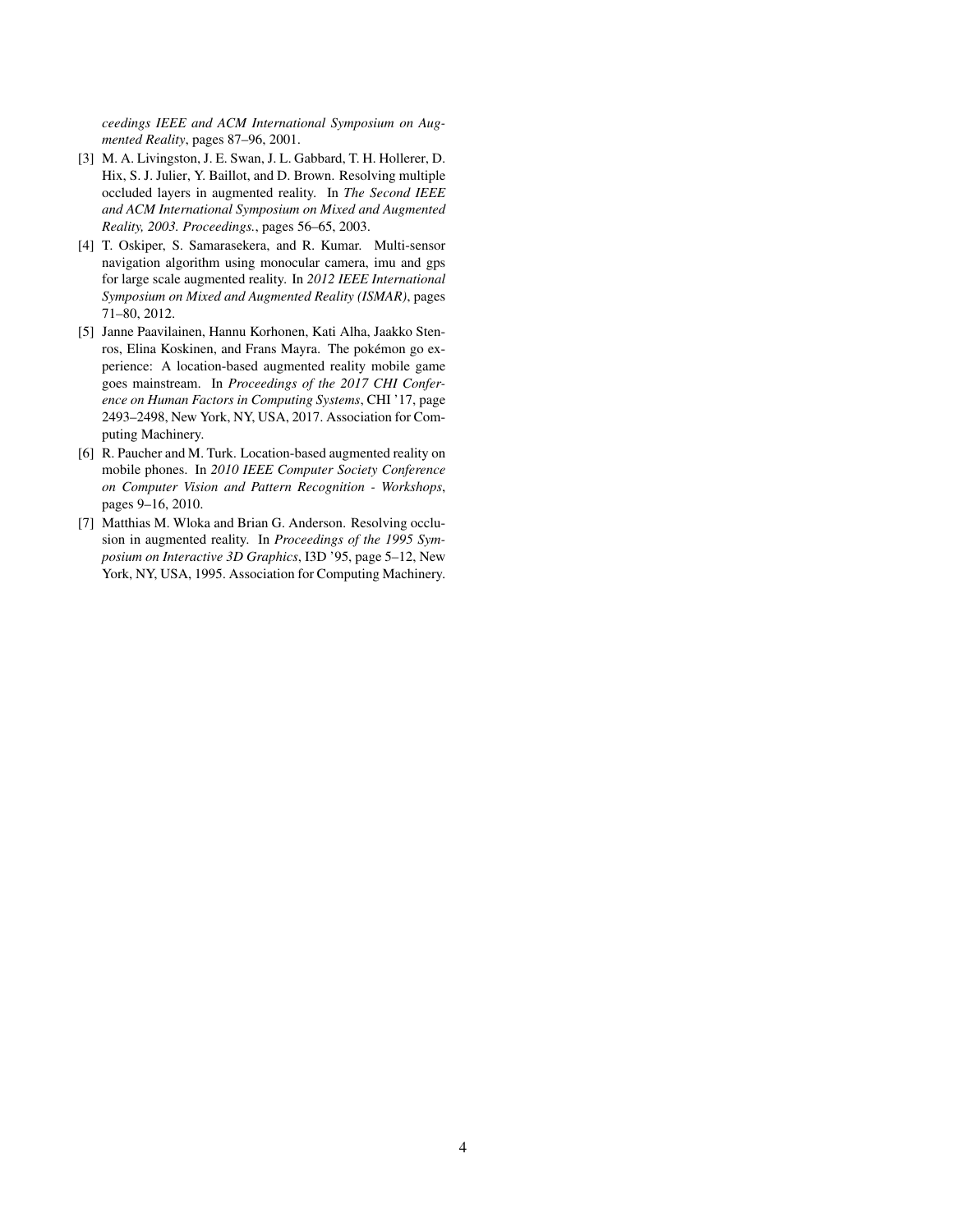*ceedings IEEE and ACM International Symposium on Augmented Reality*, pages 87–96, 2001.

[3] M. A. Livingston, J. E. Swan, J. L. Gabbard, T. H. Hollerer, D. Hix, S. J. Julier, Y. Baillot, and D. Brown. Resolving multiple occluded layers in augmented reality. In *The Second IEEE and ACM International Symposium on Mixed and Augmented Reality, 2003. Proceedings.*, pages 56–65, 2003.

[4] T. Oskiper, S. Samarasekera, and R. Kumar. Multi-sensor navigation algorithm using monocular camera, imu and gps for large scale augmented reality. In *2012 IEEE International Symposium on Mixed and Augmented Reality (ISMAR)*, pages 71–80, 2012.

[5] Janne Paavilainen, Hannu Korhonen, Kati Alha, Jaakko Stenros, Elina Koskinen, and Frans Mayra. The pokémon go experience: A location-based augmented reality mobile game goes mainstream. In *Proceedings of the 2017 CHI Conference on Human Factors in Computing Systems*, CHI '17, page 2493–2498, New York, NY, USA, 2017. Association for Computing Machinery.

[6] R. Paucher and M. Turk. Location-based augmented reality on mobile phones. In *2010 IEEE Computer Society Conference on Computer Vision and Pattern Recognition - Workshops*, pages 9–16, 2010.

[7] Matthias M. Wloka and Brian G. Anderson. Resolving occlusion in augmented reality. In *Proceedings of the 1995 Symposium on Interactive 3D Graphics*, I3D '95, page 5–12, New York, NY, USA, 1995. Association for Computing Machinery.